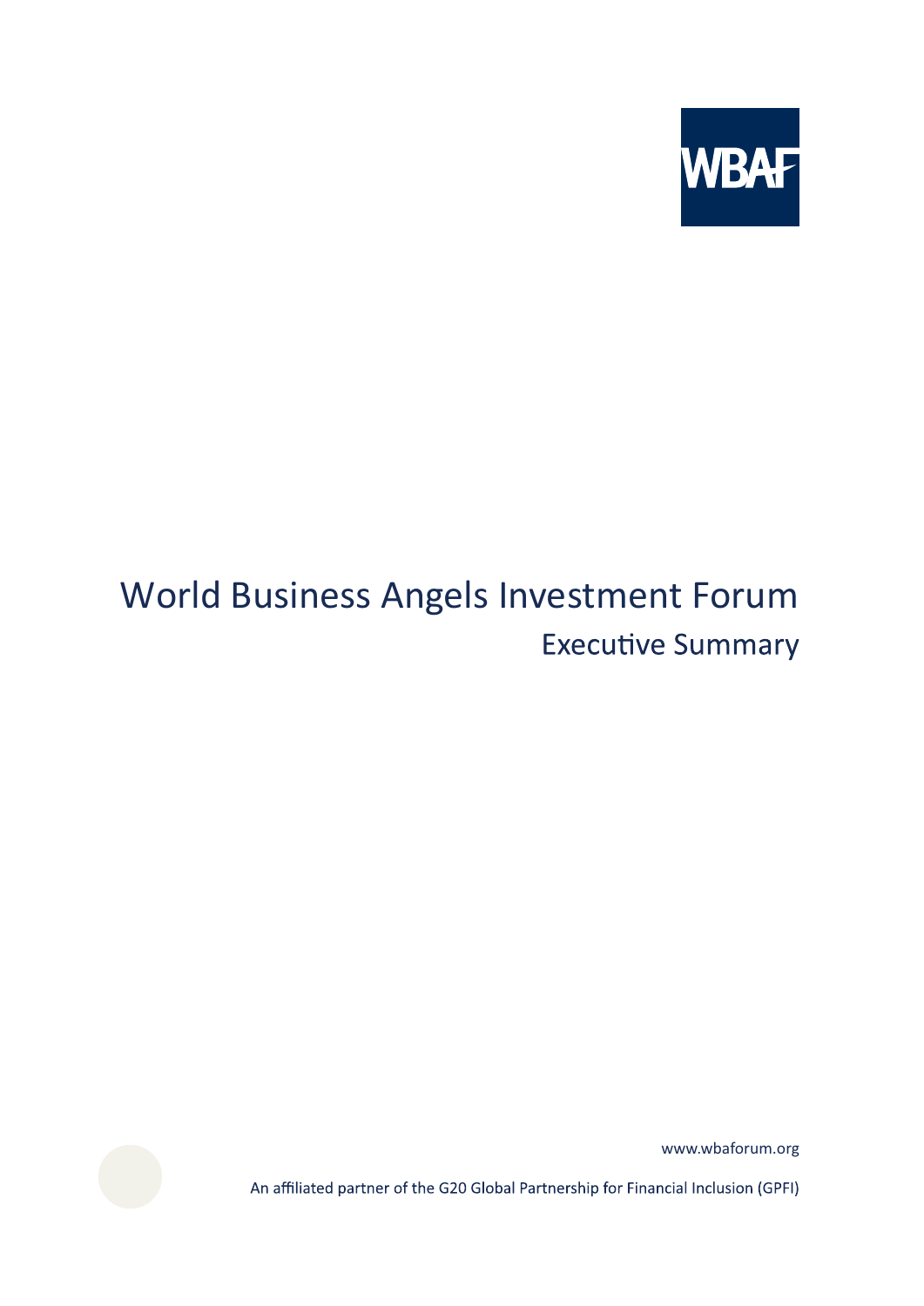WBAF

# World Business Angels Investment Forum

## Executive Summary

www.wbaforum.org

An affiliated partner of the G20 Global Partnership for Financial Inclusion (GPFI)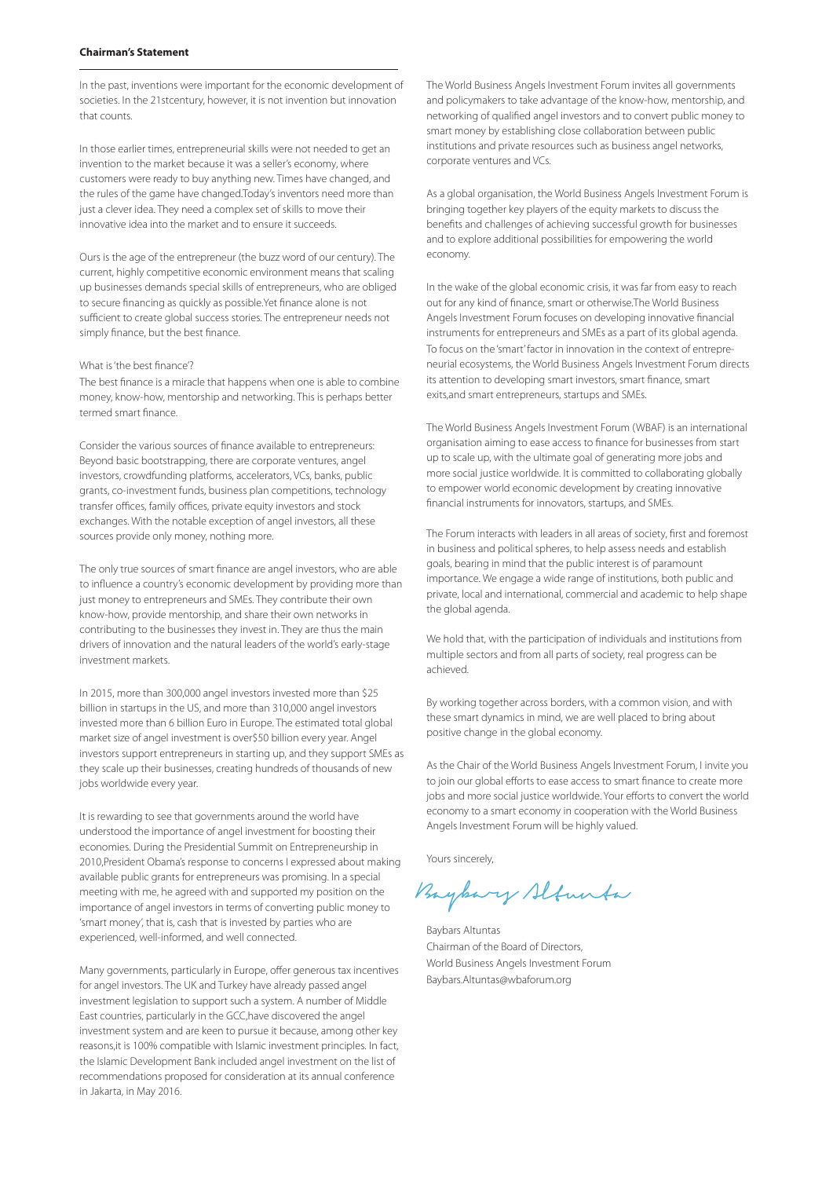**Chairman's Statement**

In the past, inventions were important for the economic development of societies. In the 21stcentury, however, it is not invention but innovation that counts.

In those earlier times, entrepreneurial skills were not needed to get an invention to the market because it was a seller's economy, where customers were ready to buy anything new. Times have changed, and the rules of the game have changed.Today's inventors need more than just a clever idea. They need a complex set of skills to move their innovative idea into the market and to ensure it succeeds.

Ours is the age of the entrepreneur (the buzz word of our century). The current, highly competitive economic environment means that scaling up businesses demands special skills of entrepreneurs, who are obliged to secure financing as quickly as possible.Yet finance alone is not sufficient to create global success stories. The entrepreneur needs not simply finance, but the best finance.

What is 'the best finance'?
The best finance is a miracle that happens when one is able to combine money, know-how, mentorship and networking. This is perhaps better termed smart finance.

Consider the various sources of finance available to entrepreneurs: Beyond basic bootstrapping, there are corporate ventures, angel investors, crowdfunding platforms, accelerators, VCs, banks, public grants, co-investment funds, business plan competitions, technology transfer offices, family offices, private equity investors and stock exchanges. With the notable exception of angel investors, all these sources provide only money, nothing more.

The only true sources of smart finance are angel investors, who are able to influence a country's economic development by providing more than just money to entrepreneurs and SMEs. They contribute their own know-how, provide mentorship, and share their own networks in contributing to the businesses they invest in. They are thus the main drivers of innovation and the natural leaders of the world's early-stage investment markets.

In 2015, more than 300,000 angel investors invested more than $25 billion in startups in the US, and more than 310,000 angel investors invested more than 6 billion Euro in Europe. The estimated total global market size of angel investment is over$50 billion every year. Angel investors support entrepreneurs in starting up, and they support SMEs as they scale up their businesses, creating hundreds of thousands of new jobs worldwide every year.

It is rewarding to see that governments around the world have understood the importance of angel investment for boosting their economies. During the Presidential Summit on Entrepreneurship in 2010,President Obama's response to concerns I expressed about making available public grants for entrepreneurs was promising. In a special meeting with me, he agreed with and supported my position on the importance of angel investors in terms of converting public money to 'smart money', that is, cash that is invested by parties who are experienced, well-informed, and well connected.

Many governments, particularly in Europe, offer generous tax incentives for angel investors. The UK and Turkey have already passed angel investment legislation to support such a system. A number of Middle East countries, particularly in the GCC,have discovered the angel investment system and are keen to pursue it because, among other key reasons,it is 100% compatible with Islamic investment principles. In fact, the Islamic Development Bank included angel investment on the list of recommendations proposed for consideration at its annual conference in Jakarta, in May 2016.

The World Business Angels Investment Forum invites all governments and policymakers to take advantage of the know-how, mentorship, and networking of qualified angel investors and to convert public money to smart money by establishing close collaboration between public institutions and private resources such as business angel networks, corporate ventures and VCs.

As a global organisation, the World Business Angels Investment Forum is bringing together key players of the equity markets to discuss the benefits and challenges of achieving successful growth for businesses and to explore additional possibilities for empowering the world economy.

In the wake of the global economic crisis, it was far from easy to reach out for any kind of finance, smart or otherwise.The World Business Angels Investment Forum focuses on developing innovative financial instruments for entrepreneurs and SMEs as a part of its global agenda. To focus on the 'smart' factor in innovation in the context of entrepreneurial ecosystems, the World Business Angels Investment Forum directs its attention to developing smart investors, smart finance, smart exits,and smart entrepreneurs, startups and SMEs.

The World Business Angels Investment Forum (WBAF) is an international organisation aiming to ease access to finance for businesses from start up to scale up, with the ultimate goal of generating more jobs and more social justice worldwide. It is committed to collaborating globally to empower world economic development by creating innovative financial instruments for innovators, startups, and SMEs.

The Forum interacts with leaders in all areas of society, first and foremost in business and political spheres, to help assess needs and establish goals, bearing in mind that the public interest is of paramount importance. We engage a wide range of institutions, both public and private, local and international, commercial and academic to help shape the global agenda.

We hold that, with the participation of individuals and institutions from multiple sectors and from all parts of society, real progress can be achieved.

By working together across borders, with a common vision, and with these smart dynamics in mind, we are well placed to bring about positive change in the global economy.

As the Chair of the World Business Angels Investment Forum, I invite you to join our global efforts to ease access to smart finance to create more jobs and more social justice worldwide. Your efforts to convert the world economy to a smart economy in cooperation with the World Business Angels Investment Forum will be highly valued.

Yours sincerely,

Baybars Altuntas
Chairman of the Board of Directors,
World Business Angels Investment Forum
Baybars.Altuntas@wbaforum.org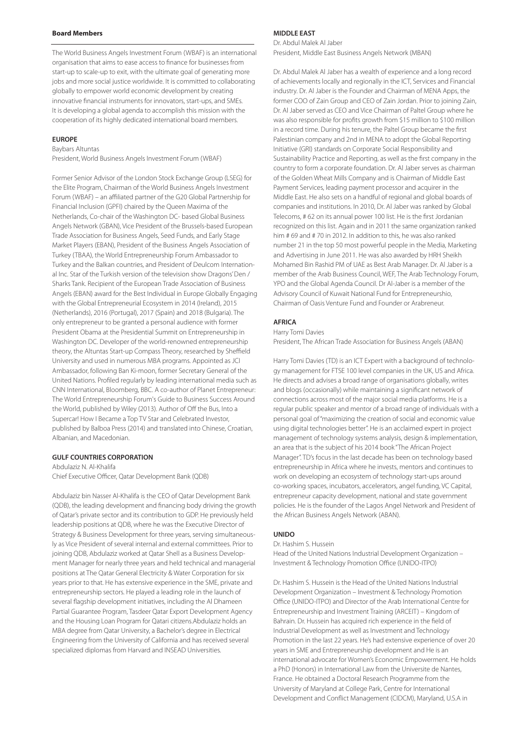## Board Members

The World Business Angels Investment Forum (WBAF) is an international organisation that aims to ease access to finance for businesses from start-up to scale-up to exit, with the ultimate goal of generating more jobs and more social justice worldwide. It is committed to collaborating globally to empower world economic development by creating innovative financial instruments for innovators, start-ups, and SMEs. It is developing a global agenda to accomplish this mission with the cooperation of its highly dedicated international board members.

### EUROPE

Baybars Altuntas
President, World Business Angels Investment Forum (WBAF)

Former Senior Advisor of the London Stock Exchange Group (LSEG) for the Elite Program, Chairman of the World Business Angels Investment Forum (WBAF) – an affiliated partner of the G20 Global Partnership for Financial Inclusion (GPFI) chaired by the Queen Maxima of the Netherlands, Co-chair of the Washington DC- based Global Business Angels Network (GBAN), Vice President of the Brussels-based European Trade Association for Business Angels, Seed Funds, and Early Stage Market Players (EBAN), President of the Business Angels Association of Turkey (TBAA), the World Entrepreneurship Forum Ambassador to Turkey and the Balkan countries, and President of Deulcom International Inc. Star of the Turkish version of the television show Dragons' Den / Sharks Tank. Recipient of the European Trade Association of Business Angels (EBAN) award for the Best Individual in Europe Globally Engaging with the Global Entrepreneurial Ecosystem in 2014 (Ireland), 2015 (Netherlands), 2016 (Portugal), 2017 (Spain) and 2018 (Bulgaria). The only entrepreneur to be granted a personal audience with former President Obama at the Presidential Summit on Entrepreneurship in Washington DC. Developer of the world-renowned entrepreneurship theory, the Altuntas Start-up Compass Theory, researched by Sheffield University and used in numerous MBA programs. Appointed as JCI Ambassador, following Ban Ki-moon, former Secretary General of the United Nations. Profiled regularly by leading international media such as CNN International, Bloomberg, BBC. A co-author of Planet Entrepreneur: The World Entrepreneurship Forum's Guide to Business Success Around the World, published by Wiley (2013). Author of Off the Bus, Into a Supercar! How I Became a Top TV Star and Celebrated Investor, published by Balboa Press (2014) and translated into Chinese, Croatian, Albanian, and Macedonian.

### GULF COUNTRIES CORPORATION

Abdulaziz N. Al-Khalifa
Chief Executive Officer, Qatar Development Bank (QDB)

Abdulaziz bin Nasser Al-Khalifa is the CEO of Qatar Development Bank (QDB), the leading development and financing body driving the growth of Qatar's private sector and its contribution to GDP. He previously held leadership positions at QDB, where he was the Executive Director of Strategy & Business Development for three years, serving simultaneously as Vice President of several internal and external committees. Prior to joining QDB, Abdulaziz worked at Qatar Shell as a Business Development Manager for nearly three years and held technical and managerial positions at The Qatar General Electricity & Water Corporation for six years prior to that. He has extensive experience in the SME, private and entrepreneurship sectors. He played a leading role in the launch of several flagship development initiatives, including the Al Dhameen Partial Guarantee Program, Tasdeer Qatar Export Development Agency and the Housing Loan Program for Qatari citizens.Abdulaziz holds an MBA degree from Qatar University, a Bachelor's degree in Electrical Engineering from the University of California and has received several specialized diplomas from Harvard and INSEAD Universities.

### MIDDLE EAST

Dr. Abdul Malek Al Jaber
President, Middle East Business Angels Network (MBAN)

Dr. Abdul Malek Al Jaber has a wealth of experience and a long record of achievements locally and regionally in the ICT, Services and Financial industry. Dr. Al Jaber is the Founder and Chairman of MENA Apps, the former COO of Zain Group and CEO of Zain Jordan. Prior to joining Zain, Dr. Al Jaber served as CEO and Vice Chairman of Paltel Group where he was also responsible for profits growth from $15 million to $100 million in a record time. During his tenure, the Paltel Group became the first Palestinian company and 2nd in MENA to adopt the Global Reporting Initiative (GRI) standards on Corporate Social Responsibility and Sustainability Practice and Reporting, as well as the first company in the country to form a corporate foundation. Dr. Al Jaber serves as chairman of the Golden Wheat Mills Company and is Chairman of Middle East Payment Services, leading payment processor and acquirer in the Middle East. He also sets on a handful of regional and global boards of companies and institutions. In 2010, Dr. Al Jaber was ranked by Global Telecoms, # 62 on its annual power 100 list. He is the first Jordanian recognized on this list. Again and in 2011 the same organization ranked him # 69 and # 70 in 2012. In addition to this, he was also ranked number 21 in the top 50 most powerful people in the Media, Marketing and Advertising in June 2011. He was also awarded by HRH Sheikh Mohamed Bin Rashid PM of UAE as Best Arab Manager. Dr. Al Jaber is a member of the Arab Business Council, WEF, The Arab Technology Forum, YPO and the Global Agenda Council. Dr Al-Jaber is a member of the Advisory Council of Kuwait National Fund for Entrepreneurshio, Chairman of Oasis Venture Fund and Founder or Arabreneur.

### AFRICA

Harry Tomi Davies
President, The African Trade Association for Business Angels (ABAN)

Harry Tomi Davies (TD) is an ICT Expert with a background of technology management for FTSE 100 level companies in the UK, US and Africa. He directs and advises a broad range of organisations globally, writes and blogs (occasionally) while maintaining a significant network of connections across most of the major social media platforms. He is a regular public speaker and mentor of a broad range of individuals with a personal goal of "maximizing the creation of social and economic value using digital technologies better". He is an acclaimed expert in project management of technology systems analysis, design & implementation, an area that is the subject of his 2014 book "The African Project Manager". TD's focus in the last decade has been on technology based entrepreneurship in Africa where he invests, mentors and continues to work on developing an ecosystem of technology start-ups around co-working spaces, incubators, accelerators, angel funding, VC Capital, entrepreneur capacity development, national and state government policies. He is the founder of the Lagos Angel Network and President of the African Business Angels Network (ABAN).

### UNIDO

Dr. Hashim S. Hussein
Head of the United Nations Industrial Development Organization – Investment & Technology Promotion Office (UNIDO-ITPO)

Dr. Hashim S. Hussein is the Head of the United Nations Industrial Development Organization – Investment & Technology Promotion Office (UNIDO-ITPO) and Director of the Arab International Centre for Entrepreneurship and Investment Training (ARCEIT) – Kingdom of Bahrain. Dr. Hussein has acquired rich experience in the field of Industrial Development as well as Investment and Technology Promotion in the last 22 years. He's had extensive experience of over 20 years in SME and Entrepreneurship development and He is an international advocate for Women's Economic Empowerment. He holds a PhD (Honors) in International Law from the Universite de Nantes, France. He obtained a Doctoral Research Programme from the University of Maryland at College Park, Centre for International Development and Conflict Management (CIDCM), Maryland, U.S.A in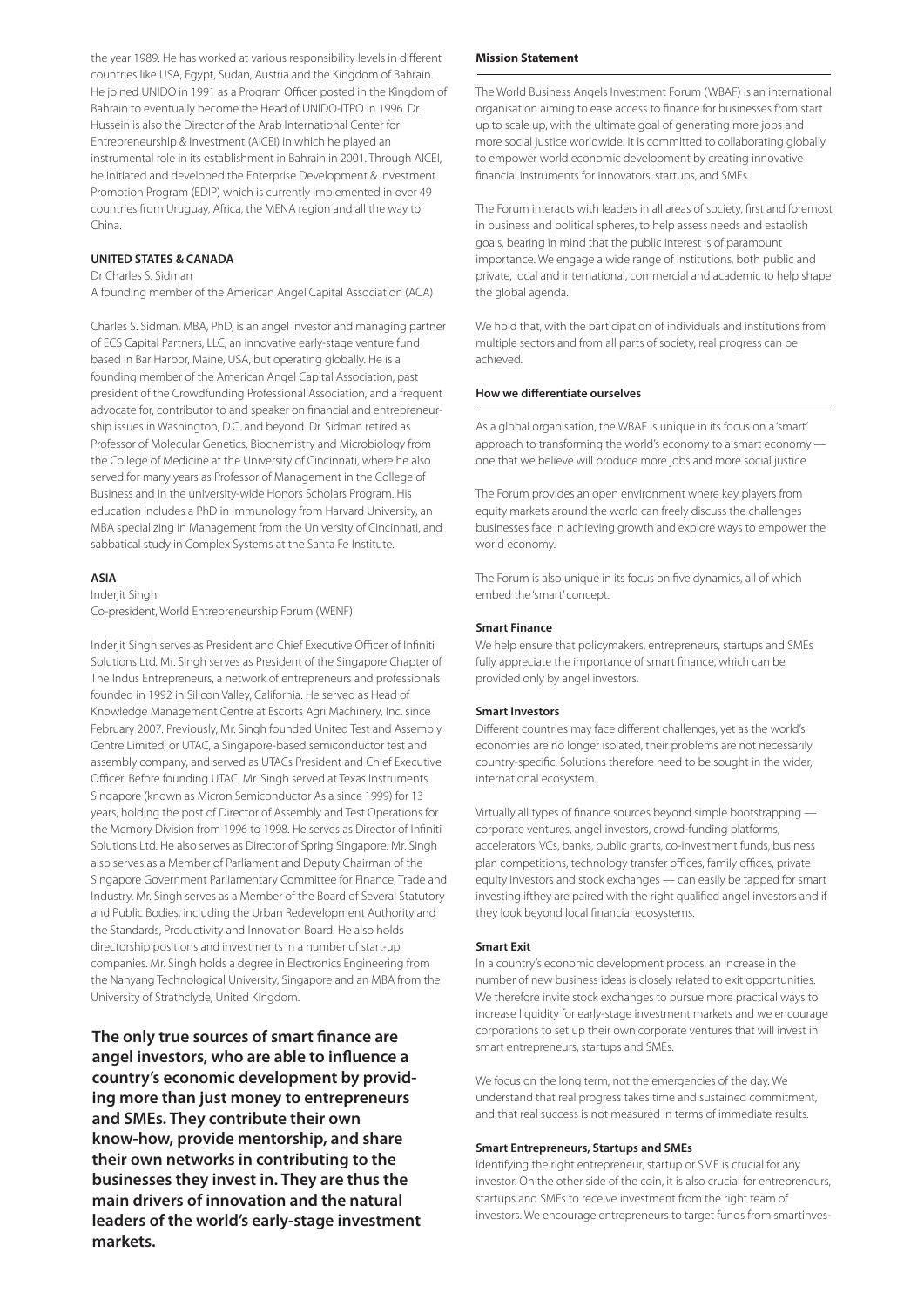the year 1989. He has worked at various responsibility levels in different countries like USA, Egypt, Sudan, Austria and the Kingdom of Bahrain. He joined UNIDO in 1991 as a Program Officer posted in the Kingdom of Bahrain to eventually become the Head of UNIDO-ITPO in 1996. Dr. Hussein is also the Director of the Arab International Center for Entrepreneurship & Investment (AICEI) in which he played an instrumental role in its establishment in Bahrain in 2001. Through AICEI, he initiated and developed the Enterprise Development & Investment Promotion Program (EDIP) which is currently implemented in over 49 countries from Uruguay, Africa, the MENA region and all the way to China.

### UNITED STATES & CANADA

Dr Charles S. Sidman
A founding member of the American Angel Capital Association (ACA)

Charles S. Sidman, MBA, PhD, is an angel investor and managing partner of ECS Capital Partners, LLC, an innovative early-stage venture fund based in Bar Harbor, Maine, USA, but operating globally. He is a founding member of the American Angel Capital Association, past president of the Crowdfunding Professional Association, and a frequent advocate for, contributor to and speaker on financial and entrepreneurship issues in Washington, D.C. and beyond. Dr. Sidman retired as Professor of Molecular Genetics, Biochemistry and Microbiology from the College of Medicine at the University of Cincinnati, where he also served for many years as Professor of Management in the College of Business and in the university-wide Honors Scholars Program. His education includes a PhD in Immunology from Harvard University, an MBA specializing in Management from the University of Cincinnati, and sabbatical study in Complex Systems at the Santa Fe Institute.

### ASIA

Inderjit Singh
Co-president, World Entrepreneurship Forum (WENF)

Inderjit Singh serves as President and Chief Executive Officer of Infiniti Solutions Ltd. Mr. Singh serves as President of the Singapore Chapter of The Indus Entrepreneurs, a network of entrepreneurs and professionals founded in 1992 in Silicon Valley, California. He served as Head of Knowledge Management Centre at Escorts Agri Machinery, Inc. since February 2007. Previously, Mr. Singh founded United Test and Assembly Centre Limited, or UTAC, a Singapore-based semiconductor test and assembly company, and served as UTACs President and Chief Executive Officer. Before founding UTAC, Mr. Singh served at Texas Instruments Singapore (known as Micron Semiconductor Asia since 1999) for 13 years, holding the post of Director of Assembly and Test Operations for the Memory Division from 1996 to 1998. He serves as Director of Infiniti Solutions Ltd. He also serves as Director of Spring Singapore. Mr. Singh also serves as a Member of Parliament and Deputy Chairman of the Singapore Government Parliamentary Committee for Finance, Trade and Industry. Mr. Singh serves as a Member of the Board of Several Statutory and Public Bodies, including the Urban Redevelopment Authority and the Standards, Productivity and Innovation Board. He also holds directorship positions and investments in a number of start-up companies. Mr. Singh holds a degree in Electronics Engineering from the Nanyang Technological University, Singapore and an MBA from the University of Strathclyde, United Kingdom.

**The only true sources of smart finance are angel investors, who are able to influence a country's economic development by providing more than just money to entrepreneurs and SMEs. They contribute their own know-how, provide mentorship, and share their own networks in contributing to the businesses they invest in. They are thus the main drivers of innovation and the natural leaders of the world's early-stage investment markets.**

### Mission Statement

The World Business Angels Investment Forum (WBAF) is an international organisation aiming to ease access to finance for businesses from start up to scale up, with the ultimate goal of generating more jobs and more social justice worldwide. It is committed to collaborating globally to empower world economic development by creating innovative financial instruments for innovators, startups, and SMEs.

The Forum interacts with leaders in all areas of society, first and foremost in business and political spheres, to help assess needs and establish goals, bearing in mind that the public interest is of paramount importance. We engage a wide range of institutions, both public and private, local and international, commercial and academic to help shape the global agenda.

We hold that, with the participation of individuals and institutions from multiple sectors and from all parts of society, real progress can be achieved.

### How we differentiate ourselves

As a global organisation, the WBAF is unique in its focus on a 'smart' approach to transforming the world's economy to a smart economy — one that we believe will produce more jobs and more social justice.

The Forum provides an open environment where key players from equity markets around the world can freely discuss the challenges businesses face in achieving growth and explore ways to empower the world economy.

The Forum is also unique in its focus on five dynamics, all of which embed the 'smart' concept.

#### Smart Finance

We help ensure that policymakers, entrepreneurs, startups and SMEs fully appreciate the importance of smart finance, which can be provided only by angel investors.

#### Smart Investors

Different countries may face different challenges, yet as the world's economies are no longer isolated, their problems are not necessarily country-specific. Solutions therefore need to be sought in the wider, international ecosystem.

Virtually all types of finance sources beyond simple bootstrapping — corporate ventures, angel investors, crowd-funding platforms, accelerators, VCs, banks, public grants, co-investment funds, business plan competitions, technology transfer offices, family offices, private equity investors and stock exchanges — can easily be tapped for smart investing ifthey are paired with the right qualified angel investors and if they look beyond local financial ecosystems.

#### Smart Exit

In a country's economic development process, an increase in the number of new business ideas is closely related to exit opportunities. We therefore invite stock exchanges to pursue more practical ways to increase liquidity for early-stage investment markets and we encourage corporations to set up their own corporate ventures that will invest in smart entrepreneurs, startups and SMEs.

We focus on the long term, not the emergencies of the day. We understand that real progress takes time and sustained commitment, and that real success is not measured in terms of immediate results.

#### Smart Entrepreneurs, Startups and SMEs

Identifying the right entrepreneur, startup or SME is crucial for any investor. On the other side of the coin, it is also crucial for entrepreneurs, startups and SMEs to receive investment from the right team of investors. We encourage entrepreneurs to target funds from smartinves-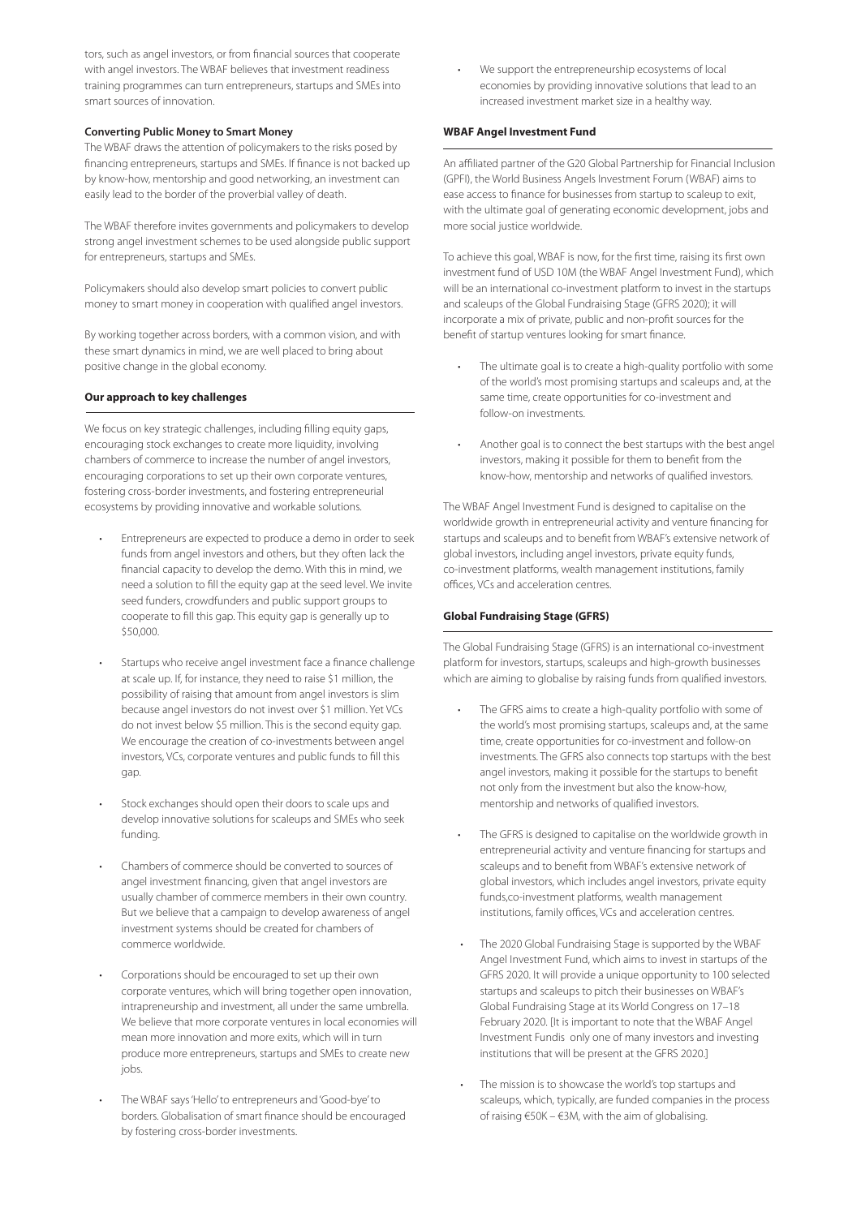tors, such as angel investors, or from financial sources that cooperate with angel investors. The WBAF believes that investment readiness training programmes can turn entrepreneurs, startups and SMEs into smart sources of innovation.

**Converting Public Money to Smart Money**

The WBAF draws the attention of policymakers to the risks posed by financing entrepreneurs, startups and SMEs. If finance is not backed up by know-how, mentorship and good networking, an investment can easily lead to the border of the proverbial valley of death.

The WBAF therefore invites governments and policymakers to develop strong angel investment schemes to be used alongside public support for entrepreneurs, startups and SMEs.

Policymakers should also develop smart policies to convert public money to smart money in cooperation with qualified angel investors.

By working together across borders, with a common vision, and with these smart dynamics in mind, we are well placed to bring about positive change in the global economy.

### Our approach to key challenges

We focus on key strategic challenges, including filling equity gaps, encouraging stock exchanges to create more liquidity, involving chambers of commerce to increase the number of angel investors, encouraging corporations to set up their own corporate ventures, fostering cross-border investments, and fostering entrepreneurial ecosystems by providing innovative and workable solutions.

- Entrepreneurs are expected to produce a demo in order to seek funds from angel investors and others, but they often lack the financial capacity to develop the demo. With this in mind, we need a solution to fill the equity gap at the seed level. We invite seed funders, crowdfunders and public support groups to cooperate to fill this gap. This equity gap is generally up to $50,000.
- Startups who receive angel investment face a finance challenge at scale up. If, for instance, they need to raise $1 million, the possibility of raising that amount from angel investors is slim because angel investors do not invest over $1 million. Yet VCs do not invest below $5 million. This is the second equity gap. We encourage the creation of co-investments between angel investors, VCs, corporate ventures and public funds to fill this gap.
- Stock exchanges should open their doors to scale ups and develop innovative solutions for scaleups and SMEs who seek funding.
- Chambers of commerce should be converted to sources of angel investment financing, given that angel investors are usually chamber of commerce members in their own country. But we believe that a campaign to develop awareness of angel investment systems should be created for chambers of commerce worldwide.
- Corporations should be encouraged to set up their own corporate ventures, which will bring together open innovation, intrapreneurship and investment, all under the same umbrella. We believe that more corporate ventures in local economies will mean more innovation and more exits, which will in turn produce more entrepreneurs, startups and SMEs to create new jobs.
- The WBAF says 'Hello' to entrepreneurs and 'Good-bye' to borders. Globalisation of smart finance should be encouraged by fostering cross-border investments.
- We support the entrepreneurship ecosystems of local economies by providing innovative solutions that lead to an increased investment market size in a healthy way.

### WBAF Angel Investment Fund

An affiliated partner of the G20 Global Partnership for Financial Inclusion (GPFI), the World Business Angels Investment Forum (WBAF) aims to ease access to finance for businesses from startup to scaleup to exit, with the ultimate goal of generating economic development, jobs and more social justice worldwide.

To achieve this goal, WBAF is now, for the first time, raising its first own investment fund of USD 10M (the WBAF Angel Investment Fund), which will be an international co-investment platform to invest in the startups and scaleups of the Global Fundraising Stage (GFRS 2020); it will incorporate a mix of private, public and non-profit sources for the benefit of startup ventures looking for smart finance.

- The ultimate goal is to create a high-quality portfolio with some of the world's most promising startups and scaleups and, at the same time, create opportunities for co-investment and follow-on investments.
- Another goal is to connect the best startups with the best angel investors, making it possible for them to benefit from the know-how, mentorship and networks of qualified investors.

The WBAF Angel Investment Fund is designed to capitalise on the worldwide growth in entrepreneurial activity and venture financing for startups and scaleups and to benefit from WBAF's extensive network of global investors, including angel investors, private equity funds, co-investment platforms, wealth management institutions, family offices, VCs and acceleration centres.

### Global Fundraising Stage (GFRS)

The Global Fundraising Stage (GFRS) is an international co-investment platform for investors, startups, scaleups and high-growth businesses which are aiming to globalise by raising funds from qualified investors.

- The GFRS aims to create a high-quality portfolio with some of the world's most promising startups, scaleups and, at the same time, create opportunities for co-investment and follow-on investments. The GFRS also connects top startups with the best angel investors, making it possible for the startups to benefit not only from the investment but also the know-how, mentorship and networks of qualified investors.
- The GFRS is designed to capitalise on the worldwide growth in entrepreneurial activity and venture financing for startups and scaleups and to benefit from WBAF's extensive network of global investors, which includes angel investors, private equity funds,co-investment platforms, wealth management institutions, family offices, VCs and acceleration centres.
- The 2020 Global Fundraising Stage is supported by the WBAF Angel Investment Fund, which aims to invest in startups of the GFRS 2020. It will provide a unique opportunity to 100 selected startups and scaleups to pitch their businesses on WBAF's Global Fundraising Stage at its World Congress on 17–18 February 2020. [It is important to note that the WBAF Angel Investment Fundis only one of many investors and investing institutions that will be present at the GFRS 2020.]
- The mission is to showcase the world's top startups and scaleups, which, typically, are funded companies in the process of raising €50K – €3M, with the aim of globalising.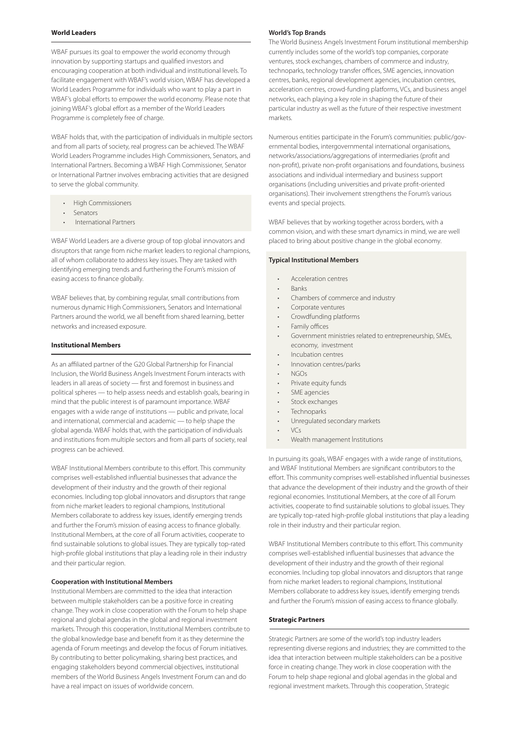### World Leaders

WBAF pursues its goal to empower the world economy through innovation by supporting startups and qualified investors and encouraging cooperation at both individual and institutional levels. To facilitate engagement with WBAF's world vision, WBAF has developed a World Leaders Programme for individuals who want to play a part in WBAF's global efforts to empower the world economy. Please note that joining WBAF's global effort as a member of the World Leaders Programme is completely free of charge.

WBAF holds that, with the participation of individuals in multiple sectors and from all parts of society, real progress can be achieved. The WBAF World Leaders Programme includes High Commissioners, Senators, and International Partners. Becoming a WBAF High Commissioner, Senator or International Partner involves embracing activities that are designed to serve the global community.

- High Commissioners
- Senators
- International Partners

WBAF World Leaders are a diverse group of top global innovators and disruptors that range from niche market leaders to regional champions, all of whom collaborate to address key issues. They are tasked with identifying emerging trends and furthering the Forum's mission of easing access to finance globally.

WBAF believes that, by combining regular, small contributions from numerous dynamic High Commissioners, Senators and International Partners around the world, we all benefit from shared learning, better networks and increased exposure.

### Institutional Members

As an affiliated partner of the G20 Global Partnership for Financial Inclusion, the World Business Angels Investment Forum interacts with leaders in all areas of society — first and foremost in business and political spheres — to help assess needs and establish goals, bearing in mind that the public interest is of paramount importance. WBAF engages with a wide range of institutions — public and private, local and international, commercial and academic — to help shape the global agenda. WBAF holds that, with the participation of individuals and institutions from multiple sectors and from all parts of society, real progress can be achieved.

WBAF Institutional Members contribute to this effort. This community comprises well-established influential businesses that advance the development of their industry and the growth of their regional economies. Including top global innovators and disruptors that range from niche market leaders to regional champions, Institutional Members collaborate to address key issues, identify emerging trends and further the Forum's mission of easing access to finance globally. Institutional Members, at the core of all Forum activities, cooperate to find sustainable solutions to global issues. They are typically top-rated high-profile global institutions that play a leading role in their industry and their particular region.

#### Cooperation with Institutional Members

Institutional Members are committed to the idea that interaction between multiple stakeholders can be a positive force in creating change. They work in close cooperation with the Forum to help shape regional and global agendas in the global and regional investment markets. Through this cooperation, Institutional Members contribute to the global knowledge base and benefit from it as they determine the agenda of Forum meetings and develop the focus of Forum initiatives. By contributing to better policymaking, sharing best practices, and engaging stakeholders beyond commercial objectives, institutional members of the World Business Angels Investment Forum can and do have a real impact on issues of worldwide concern.

#### World's Top Brands

The World Business Angels Investment Forum institutional membership currently includes some of the world's top companies, corporate ventures, stock exchanges, chambers of commerce and industry, technoparks, technology transfer offices, SME agencies, innovation centres, banks, regional development agencies, incubation centres, acceleration centres, crowd-funding platforms, VCs, and business angel networks, each playing a key role in shaping the future of their particular industry as well as the future of their respective investment markets.

Numerous entities participate in the Forum's communities: public/governmental bodies, intergovernmental international organisations, networks/associations/aggregations of intermediaries (profit and non-profit), private non-profit organisations and foundations, business associations and individual intermediary and business support organisations (including universities and private profit-oriented organisations). Their involvement strengthens the Forum's various events and special projects.

WBAF believes that by working together across borders, with a common vision, and with these smart dynamics in mind, we are well placed to bring about positive change in the global economy.

#### Typical Institutional Members

- Acceleration centres
- Banks
- Chambers of commerce and industry
- Corporate ventures
- Crowdfunding platforms
- Family offices
- Government ministries related to entrepreneurship, SMEs, economy, investment
- Incubation centres
- Innovation centres/parks
- NGOs
- Private equity funds
- SME agencies
- Stock exchanges
- Technoparks
- Unregulated secondary markets
- VCs
- Wealth management İnstitutions

In pursuing its goals, WBAF engages with a wide range of institutions, and WBAF Institutional Members are significant contributors to the effort. This community comprises well-established influential businesses that advance the development of their industry and the growth of their regional economies. Institutional Members, at the core of all Forum activities, cooperate to find sustainable solutions to global issues. They are typically top-rated high-profile global institutions that play a leading role in their industry and their particular region.

WBAF Institutional Members contribute to this effort. This community comprises well-established influential businesses that advance the development of their industry and the growth of their regional economies. Including top global innovators and disruptors that range from niche market leaders to regional champions, Institutional Members collaborate to address key issues, identify emerging trends and further the Forum's mission of easing access to finance globally.

### Strategic Partners

Strategic Partners are some of the world's top industry leaders representing diverse regions and industries; they are committed to the idea that interaction between multiple stakeholders can be a positive force in creating change. They work in close cooperation with the Forum to help shape regional and global agendas in the global and regional investment markets. Through this cooperation, Strategic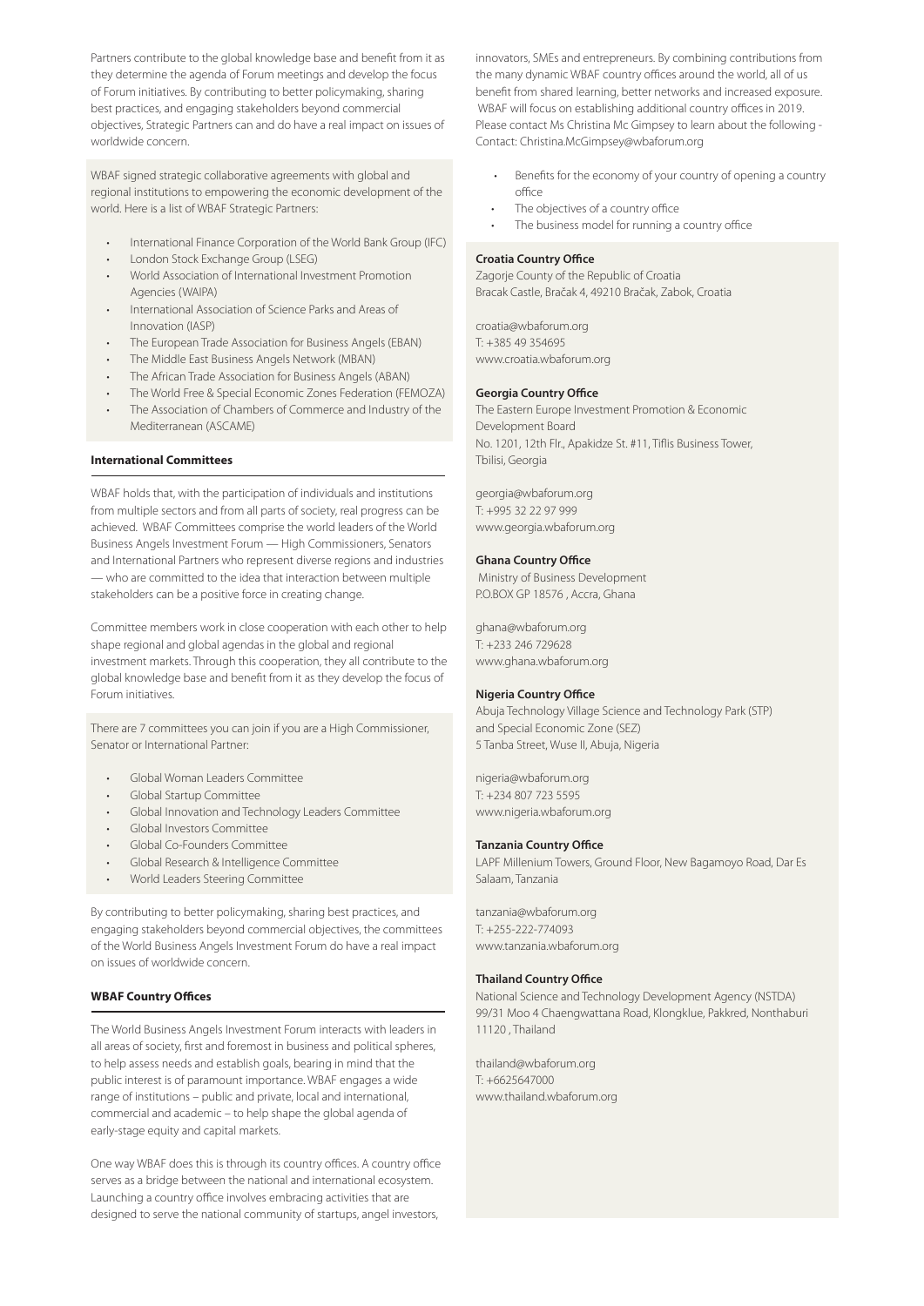Partners contribute to the global knowledge base and benefit from it as they determine the agenda of Forum meetings and develop the focus of Forum initiatives. By contributing to better policymaking, sharing best practices, and engaging stakeholders beyond commercial objectives, Strategic Partners can and do have a real impact on issues of worldwide concern.

WBAF signed strategic collaborative agreements with global and regional institutions to empowering the economic development of the world. Here is a list of WBAF Strategic Partners:

- International Finance Corporation of the World Bank Group (IFC)
- London Stock Exchange Group (LSEG)
- World Association of International Investment Promotion Agencies (WAIPA)
- International Association of Science Parks and Areas of Innovation (IASP)
- The European Trade Association for Business Angels (EBAN)
- The Middle East Business Angels Network (MBAN)
- The African Trade Association for Business Angels (ABAN)
- The World Free & Special Economic Zones Federation (FEMOZA)
- The Association of Chambers of Commerce and Industry of the Mediterranean (ASCAME)

**International Committees**

WBAF holds that, with the participation of individuals and institutions from multiple sectors and from all parts of society, real progress can be achieved. WBAF Committees comprise the world leaders of the World Business Angels Investment Forum — High Commissioners, Senators and International Partners who represent diverse regions and industries — who are committed to the idea that interaction between multiple stakeholders can be a positive force in creating change.

Committee members work in close cooperation with each other to help shape regional and global agendas in the global and regional investment markets. Through this cooperation, they all contribute to the global knowledge base and benefit from it as they develop the focus of Forum initiatives.

There are 7 committees you can join if you are a High Commissioner, Senator or International Partner:

- Global Woman Leaders Committee
- Global Startup Committee
- Global Innovation and Technology Leaders Committee
- Global Investors Committee
- Global Co-Founders Committee
- Global Research & Intelligence Committee
- World Leaders Steering Committee

By contributing to better policymaking, sharing best practices, and engaging stakeholders beyond commercial objectives, the committees of the World Business Angels Investment Forum do have a real impact on issues of worldwide concern.

**WBAF Country Offices**

The World Business Angels Investment Forum interacts with leaders in all areas of society, first and foremost in business and political spheres, to help assess needs and establish goals, bearing in mind that the public interest is of paramount importance. WBAF engages a wide range of institutions – public and private, local and international, commercial and academic – to help shape the global agenda of early-stage equity and capital markets.

One way WBAF does this is through its country offices. A country office serves as a bridge between the national and international ecosystem. Launching a country office involves embracing activities that are designed to serve the national community of startups, angel investors, innovators, SMEs and entrepreneurs. By combining contributions from the many dynamic WBAF country offices around the world, all of us benefit from shared learning, better networks and increased exposure. WBAF will focus on establishing additional country offices in 2019. Please contact Ms Christina Mc Gimpsey to learn about the following - Contact: Christina.McGimpsey@wbaforum.org

- Benefits for the economy of your country of opening a country office
- The objectives of a country office
- The business model for running a country office

**Croatia Country Office**
Zagorje County of the Republic of Croatia
Bracak Castle, Bračak 4, 49210 Bračak, Zabok, Croatia

croatia@wbaforum.org
T: +385 49 354695
www.croatia.wbaforum.org

**Georgia Country Office**
The Eastern Europe Investment Promotion & Economic Development Board
No. 1201, 12th Flr., Apakidze St. #11, Tiflis Business Tower, Tbilisi, Georgia

georgia@wbaforum.org
T: +995 32 22 97 999
www.georgia.wbaforum.org

**Ghana Country Office**
Ministry of Business Development
P.O.BOX GP 18576 , Accra, Ghana

ghana@wbaforum.org
T: +233 246 729628
www.ghana.wbaforum.org

**Nigeria Country Office**
Abuja Technology Village Science and Technology Park (STP) and Special Economic Zone (SEZ)
5 Tanba Street, Wuse II, Abuja, Nigeria

nigeria@wbaforum.org
T: +234 807 723 5595
www.nigeria.wbaforum.org

**Tanzania Country Office**
LAPF Millenium Towers, Ground Floor, New Bagamoyo Road, Dar Es Salaam, Tanzania

tanzania@wbaforum.org
T: +255-222-774093
www.tanzania.wbaforum.org

**Thailand Country Office**
National Science and Technology Development Agency (NSTDA)
99/31 Moo 4 Chaengwattana Road, Klongklue, Pakkred, Nonthaburi 11120 , Thailand

thailand@wbaforum.org
T: +6625647000
www.thailand.wbaforum.org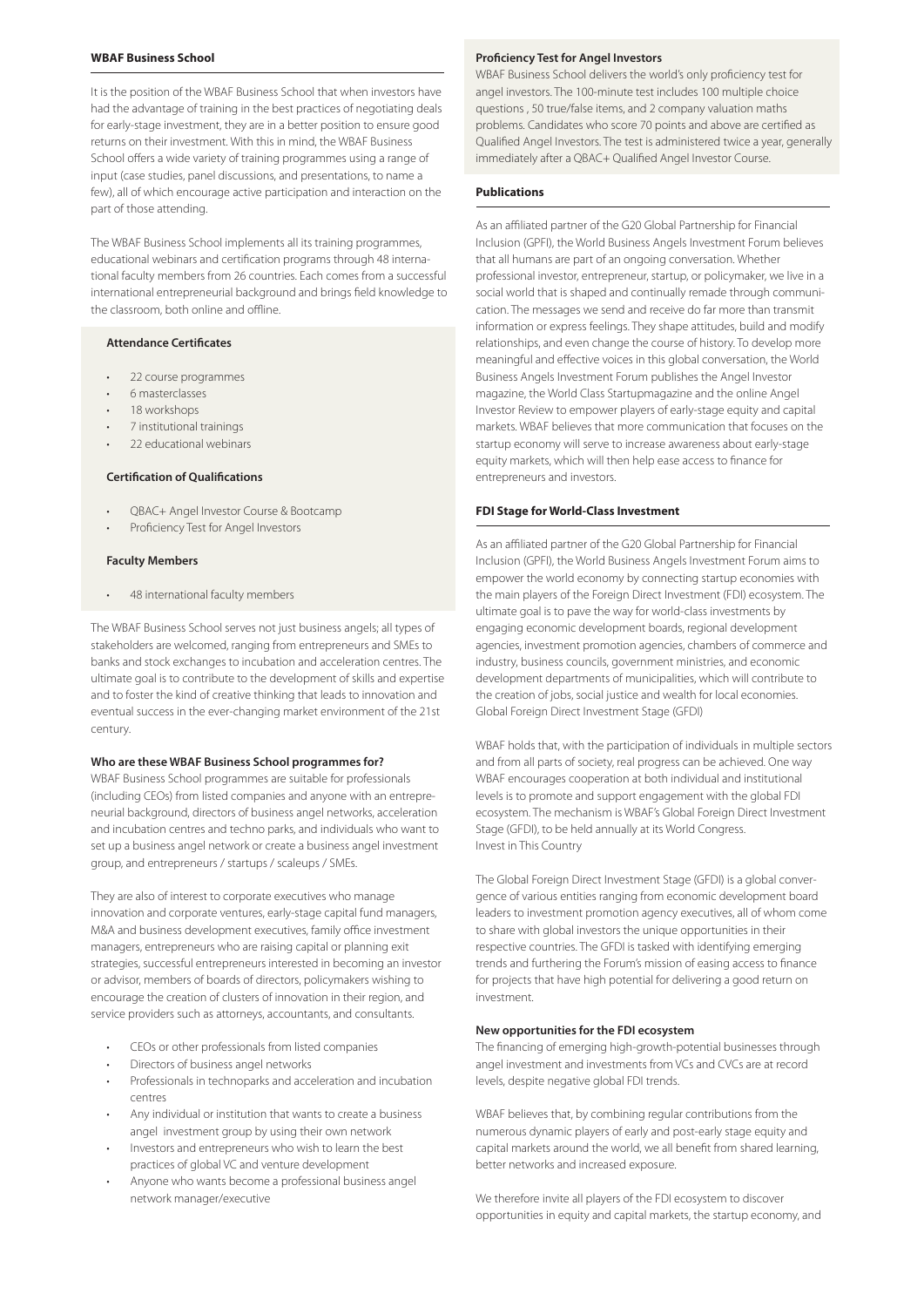## WBAF Business School

It is the position of the WBAF Business School that when investors have had the advantage of training in the best practices of negotiating deals for early-stage investment, they are in a better position to ensure good returns on their investment. With this in mind, the WBAF Business School offers a wide variety of training programmes using a range of input (case studies, panel discussions, and presentations, to name a few), all of which encourage active participation and interaction on the part of those attending.

The WBAF Business School implements all its training programmes, educational webinars and certification programs through 48 international faculty members from 26 countries. Each comes from a successful international entrepreneurial background and brings field knowledge to the classroom, both online and offline.

### Attendance Certificates

- 22 course programmes
- 6 masterclasses
- 18 workshops
- 7 institutional trainings
- 22 educational webinars

### Certification of Qualifications

- QBAC+ Angel Investor Course & Bootcamp
- Proficiency Test for Angel Investors

### Faculty Members

- 48 international faculty members

The WBAF Business School serves not just business angels; all types of stakeholders are welcomed, ranging from entrepreneurs and SMEs to banks and stock exchanges to incubation and acceleration centres. The ultimate goal is to contribute to the development of skills and expertise and to foster the kind of creative thinking that leads to innovation and eventual success in the ever-changing market environment of the 21st century.

**Who are these WBAF Business School programmes for?**

WBAF Business School programmes are suitable for professionals (including CEOs) from listed companies and anyone with an entrepreneurial background, directors of business angel networks, acceleration and incubation centres and techno parks, and individuals who want to set up a business angel network or create a business angel investment group, and entrepreneurs / startups / scaleups / SMEs.

They are also of interest to corporate executives who manage innovation and corporate ventures, early-stage capital fund managers, M&A and business development executives, family office investment managers, entrepreneurs who are raising capital or planning exit strategies, successful entrepreneurs interested in becoming an investor or advisor, members of boards of directors, policymakers wishing to encourage the creation of clusters of innovation in their region, and service providers such as attorneys, accountants, and consultants.

- CEOs or other professionals from listed companies
- Directors of business angel networks
- Professionals in technoparks and acceleration and incubation centres
- Any individual or institution that wants to create a business angel investment group by using their own network
- Investors and entrepreneurs who wish to learn the best practices of global VC and venture development
- Anyone who wants become a professional business angel network manager/executive

### Proficiency Test for Angel Investors

WBAF Business School delivers the world's only proficiency test for angel investors. The 100-minute test includes 100 multiple choice questions , 50 true/false items, and 2 company valuation maths problems. Candidates who score 70 points and above are certified as Qualified Angel Investors. The test is administered twice a year, generally immediately after a QBAC+ Qualified Angel Investor Course.

## Publications

As an affiliated partner of the G20 Global Partnership for Financial Inclusion (GPFI), the World Business Angels Investment Forum believes that all humans are part of an ongoing conversation. Whether professional investor, entrepreneur, startup, or policymaker, we live in a social world that is shaped and continually remade through communication. The messages we send and receive do far more than transmit information or express feelings. They shape attitudes, build and modify relationships, and even change the course of history. To develop more meaningful and effective voices in this global conversation, the World Business Angels Investment Forum publishes the Angel Investor magazine, the World Class Startupmagazine and the online Angel Investor Review to empower players of early-stage equity and capital markets. WBAF believes that more communication that focuses on the startup economy will serve to increase awareness about early-stage equity markets, which will then help ease access to finance for entrepreneurs and investors.

## FDI Stage for World-Class Investment

As an affiliated partner of the G20 Global Partnership for Financial Inclusion (GPFI), the World Business Angels Investment Forum aims to empower the world economy by connecting startup economies with the main players of the Foreign Direct Investment (FDI) ecosystem. The ultimate goal is to pave the way for world-class investments by engaging economic development boards, regional development agencies, investment promotion agencies, chambers of commerce and industry, business councils, government ministries, and economic development departments of municipalities, which will contribute to the creation of jobs, social justice and wealth for local economies.
Global Foreign Direct Investment Stage (GFDI)

WBAF holds that, with the participation of individuals in multiple sectors and from all parts of society, real progress can be achieved. One way WBAF encourages cooperation at both individual and institutional levels is to promote and support engagement with the global FDI ecosystem. The mechanism is WBAF's Global Foreign Direct Investment Stage (GFDI), to be held annually at its World Congress.
Invest in This Country

The Global Foreign Direct Investment Stage (GFDI) is a global convergence of various entities ranging from economic development board leaders to investment promotion agency executives, all of whom come to share with global investors the unique opportunities in their respective countries. The GFDI is tasked with identifying emerging trends and furthering the Forum's mission of easing access to finance for projects that have high potential for delivering a good return on investment.

**New opportunities for the FDI ecosystem**

The financing of emerging high-growth-potential businesses through angel investment and investments from VCs and CVCs are at record levels, despite negative global FDI trends.

WBAF believes that, by combining regular contributions from the numerous dynamic players of early and post-early stage equity and capital markets around the world, we all benefit from shared learning, better networks and increased exposure.

We therefore invite all players of the FDI ecosystem to discover opportunities in equity and capital markets, the startup economy, and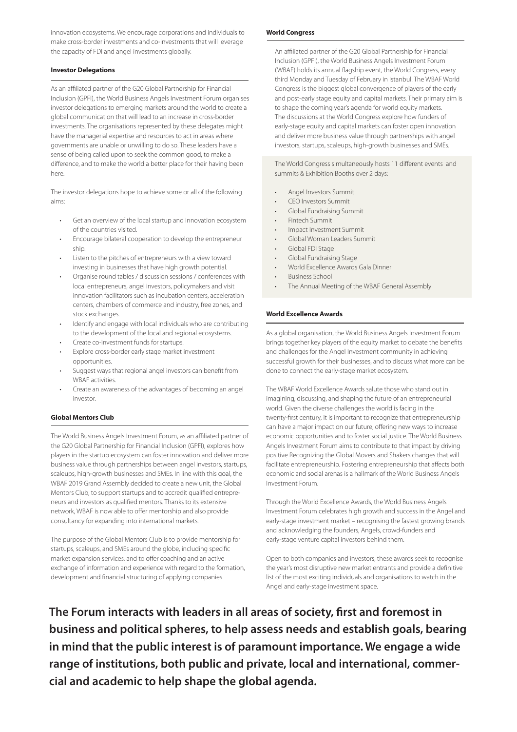innovation ecosystems. We encourage corporations and individuals to make cross-border investments and co-investments that will leverage the capacity of FDI and angel investments globally.

### Investor Delegations

As an affiliated partner of the G20 Global Partnership for Financial Inclusion (GPFI), the World Business Angels Investment Forum organises investor delegations to emerging markets around the world to create a global communication that will lead to an increase in cross-border investments. The organisations represented by these delegates might have the managerial expertise and resources to act in areas where governments are unable or unwilling to do so. These leaders have a sense of being called upon to seek the common good, to make a difference, and to make the world a better place for their having been here.

The investor delegations hope to achieve some or all of the following aims:

- Get an overview of the local startup and innovation ecosystem of the countries visited.
- Encourage bilateral cooperation to develop the entrepreneur ship.
- Listen to the pitches of entrepreneurs with a view toward investing in businesses that have high growth potential.
- Organise round tables / discussion sessions / conferences with local entrepreneurs, angel investors, policymakers and visit innovation facilitators such as incubation centers, acceleration centers, chambers of commerce and industry, free zones, and stock exchanges.
- Identify and engage with local individuals who are contributing to the development of the local and regional ecosystems.
- Create co-investment funds for startups.
- Explore cross-border early stage market investment opportunities.
- Suggest ways that regional angel investors can benefit from WBAF activities.
- Create an awareness of the advantages of becoming an angel investor.

### Global Mentors Club

The World Business Angels Investment Forum, as an affiliated partner of the G20 Global Partnership for Financial Inclusion (GPFI), explores how players in the startup ecosystem can foster innovation and deliver more business value through partnerships between angel investors, startups, scaleups, high-growth businesses and SMEs. In line with this goal, the WBAF 2019 Grand Assembly decided to create a new unit, the Global Mentors Club, to support startups and to accredit qualified entrepreneurs and investors as qualified mentors. Thanks to its extensive network, WBAF is now able to offer mentorship and also provide consultancy for expanding into international markets.

The purpose of the Global Mentors Club is to provide mentorship for startups, scaleups, and SMEs around the globe, including specific market expansion services, and to offer coaching and an active exchange of information and experience with regard to the formation, development and financial structuring of applying companies.

### World Congress

An affiliated partner of the G20 Global Partnership for Financial Inclusion (GPFI), the World Business Angels Investment Forum (WBAF) holds its annual flagship event, the World Congress, every third Monday and Tuesday of February in Istanbul. The WBAF World Congress is the biggest global convergence of players of the early and post-early stage equity and capital markets. Their primary aim is to shape the coming year's agenda for world equity markets. The discussions at the World Congress explore how funders of early-stage equity and capital markets can foster open innovation and deliver more business value through partnerships with angel investors, startups, scaleups, high-growth businesses and SMEs.

The World Congress simultaneously hosts 11 different events and summits & Exhibition Booths over 2 days:

- Angel Investors Summit
- CEO Investors Summit
- Global Fundraising Summit
- Fintech Summit
- Impact Investment Summit
- Global Woman Leaders Summit
- Global FDI Stage
- Global Fundraising Stage
- World Excellence Awards Gala Dinner
- Business School
- The Annual Meeting of the WBAF General Assembly

### World Excellence Awards

As a global organisation, the World Business Angels Investment Forum brings together key players of the equity market to debate the benefits and challenges for the Angel Investment community in achieving successful growth for their businesses, and to discuss what more can be done to connect the early-stage market ecosystem.

The WBAF World Excellence Awards salute those who stand out in imagining, discussing, and shaping the future of an entrepreneurial world. Given the diverse challenges the world is facing in the twenty-first century, it is important to recognize that entrepreneurship can have a major impact on our future, offering new ways to increase economic opportunities and to foster social justice. The World Business Angels Investment Forum aims to contribute to that impact by driving positive Recognizing the Global Movers and Shakers changes that will facilitate entrepreneurship. Fostering entrepreneurship that affects both economic and social arenas is a hallmark of the World Business Angels Investment Forum.

Through the World Excellence Awards, the World Business Angels Investment Forum celebrates high growth and success in the Angel and early-stage investment market – recognising the fastest growing brands and acknowledging the founders, Angels, crowd-funders and early-stage venture capital investors behind them.

Open to both companies and investors, these awards seek to recognise the year's most disruptive new market entrants and provide a definitive list of the most exciting individuals and organisations to watch in the Angel and early-stage investment space.

**The Forum interacts with leaders in all areas of society, first and foremost in business and political spheres, to help assess needs and establish goals, bearing in mind that the public interest is of paramount importance. We engage a wide range of institutions, both public and private, local and international, commercial and academic to help shape the global agenda.**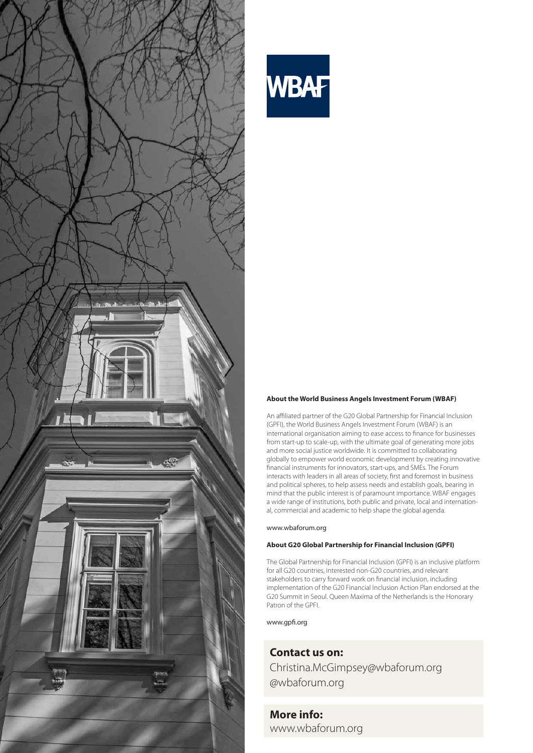WBAF

### About the World Business Angels Investment Forum (WBAF)

An affiliated partner of the G20 Global Partnership for Financial Inclusion (GPFI), the World Business Angels Investment Forum (WBAF) is an international organisation aiming to ease access to finance for businesses from start-up to scale-up, with the ultimate goal of generating more jobs and more social justice worldwide. It is committed to collaborating globally to empower world economic development by creating innovative financial instruments for innovators, start-ups, and SMEs. The Forum interacts with leaders in all areas of society, first and foremost in business and political spheres, to help assess needs and establish goals, bearing in mind that the public interest is of paramount importance. WBAF engages a wide range of institutions, both public and private, local and international, commercial and academic to help shape the global agenda.

www.wbaforum.org

### About G20 Global Partnership for Financial Inclusion (GPFI)

The Global Partnership for Financial Inclusion (GPFI) is an inclusive platform for all G20 countries, interested non-G20 countries, and relevant stakeholders to carry forward work on financial inclusion, including implementation of the G20 Financial Inclusion Action Plan endorsed at the G20 Summit in Seoul. Queen Maxima of the Netherlands is the Honorary Patron of the GPFI.

www.gpfi.org

**Contact us on:**
Christina.McGimpsey@wbaforum.org
@wbaforum.org

**More info:**
www.wbaforum.org